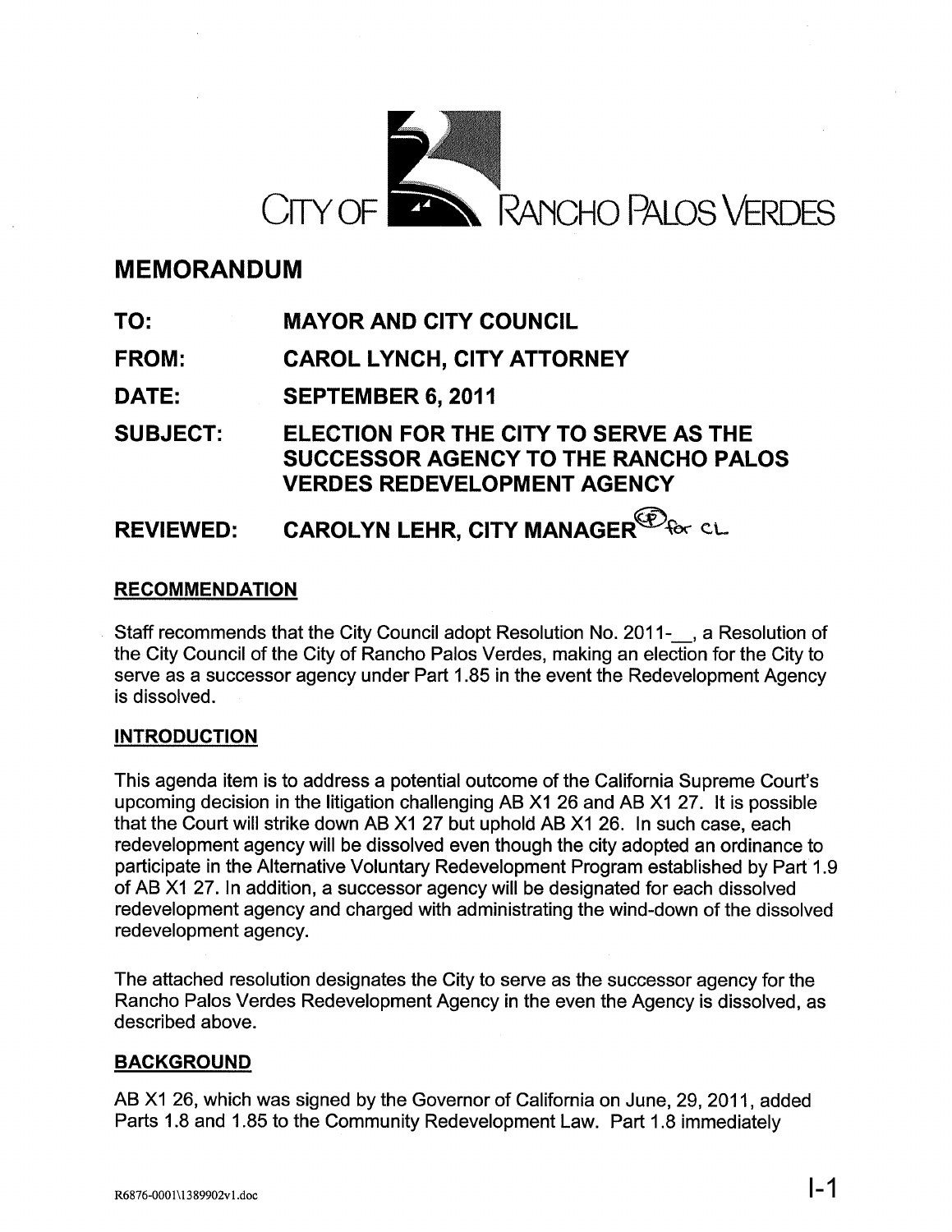# CITY OF RANCHO PALOS VERDES

## MEMORANDUM

**TO:** MAYOR AND CITY COUNCIL

**FROM:** CAROL LYNCH, CITY ATTORNEY

**DATE:** SEPTEMBER 6, 2011

**SUBJECT:** ELECTION FOR THE CITY TO SERVE AS THE SUCCESSOR AGENCY TO THE RANCHO PALOS VERDES REDEVELOPMENT AGENCY

**REVIEWED:** CAROLYN LEHR, CITY MANAGER (CP for CL)

### RECOMMENDATION

Staff recommends that the City Council adopt Resolution No. 2011-__, a Resolution of the City Council of the City of Rancho Palos Verdes, making an election for the City to serve as a successor agency under Part 1.85 in the event the Redevelopment Agency is dissolved.

### INTRODUCTION

This agenda item is to address a potential outcome of the California Supreme Court's upcoming decision in the litigation challenging AB X1 26 and AB X1 27. It is possible that the Court will strike down AB X1 27 but uphold AB X1 26. In such case, each redevelopment agency will be dissolved even though the city adopted an ordinance to participate in the Alternative Voluntary Redevelopment Program established by Part 1.9 of AB X1 27. In addition, a successor agency will be designated for each dissolved redevelopment agency and charged with administrating the wind-down of the dissolved redevelopment agency.

The attached resolution designates the City to serve as the successor agency for the Rancho Palos Verdes Redevelopment Agency in the even the Agency is dissolved, as described above.

### BACKGROUND

AB X1 26, which was signed by the Governor of California on June, 29, 2011, added Parts 1.8 and 1.85 to the Community Redevelopment Law. Part 1.8 immediately

R6876-0001\1389902v1.doc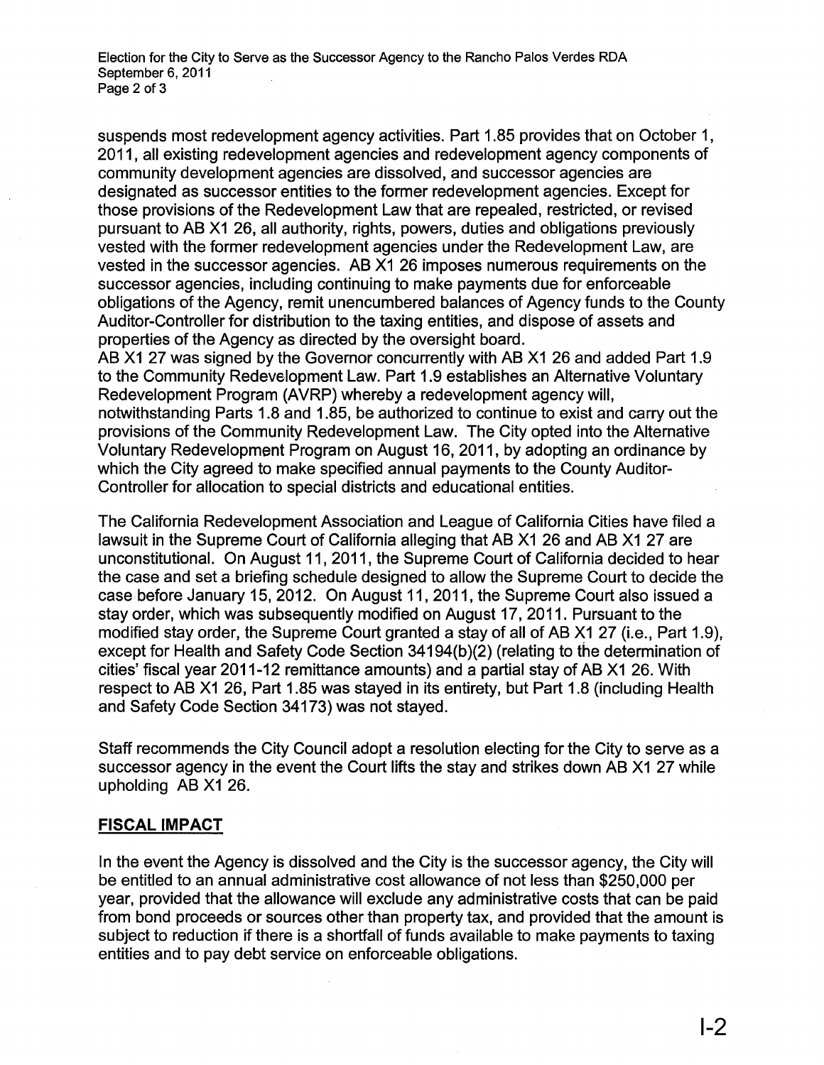suspends most redevelopment agency activities. Part 1.85 provides that on October 1, 2011, all existing redevelopment agencies and redevelopment agency components of community development agencies are dissolved, and successor agencies are designated as successor entities to the former redevelopment agencies. Except for those provisions of the Redevelopment Law that are repealed, restricted, or revised pursuant to AB X1 26, all authority, rights, powers, duties and obligations previously vested with the former redevelopment agencies under the Redevelopment Law, are vested in the successor agencies. AB X1 26 imposes numerous requirements on the successor agencies, including continuing to make payments due for enforceable obligations of the Agency, remit unencumbered balances of Agency funds to the County Auditor-Controller for distribution to the taxing entities, and dispose of assets and properties of the Agency as directed by the oversight board.

AB X1 27 was signed by the Governor concurrently with AB X1 26 and added Part 1.9 to the Community Redevelopment Law. Part 1.9 establishes an Alternative Voluntary Redevelopment Program (AVRP) whereby a redevelopment agency will, notwithstanding Parts 1.8 and 1.85, be authorized to continue to exist and carry out the provisions of the Community Redevelopment Law. The City opted into the Alternative Voluntary Redevelopment Program on August 16, 2011, by adopting an ordinance by which the City agreed to make specified annual payments to the County Auditor-Controller for allocation to special districts and educational entities.

The California Redevelopment Association and League of California Cities have filed a lawsuit in the Supreme Court of California alleging that AB X1 26 and AB X1 27 are unconstitutional. On August 11, 2011, the Supreme Court of California decided to hear the case and set a briefing schedule designed to allow the Supreme Court to decide the case before January 15, 2012. On August 11, 2011, the Supreme Court also issued a stay order, which was subsequently modified on August 17, 2011. Pursuant to the modified stay order, the Supreme Court granted a stay of all of AB X1 27 (i.e., Part 1.9), except for Health and Safety Code Section 34194(b)(2) (relating to the determination of cities' fiscal year 2011-12 remittance amounts) and a partial stay of AB X1 26. With respect to AB X1 26, Part 1.85 was stayed in its entirety, but Part 1.8 (including Health and Safety Code Section 34173) was not stayed.

Staff recommends the City Council adopt a resolution electing for the City to serve as a successor agency in the event the Court lifts the stay and strikes down AB X1 27 while upholding AB X1 26.

## FISCAL IMPACT

In the event the Agency is dissolved and the City is the successor agency, the City will be entitled to an annual administrative cost allowance of not less than $250,000 per year, provided that the allowance will exclude any administrative costs that can be paid from bond proceeds or sources other than property tax, and provided that the amount is subject to reduction if there is a shortfall of funds available to make payments to taxing entities and to pay debt service on enforceable obligations.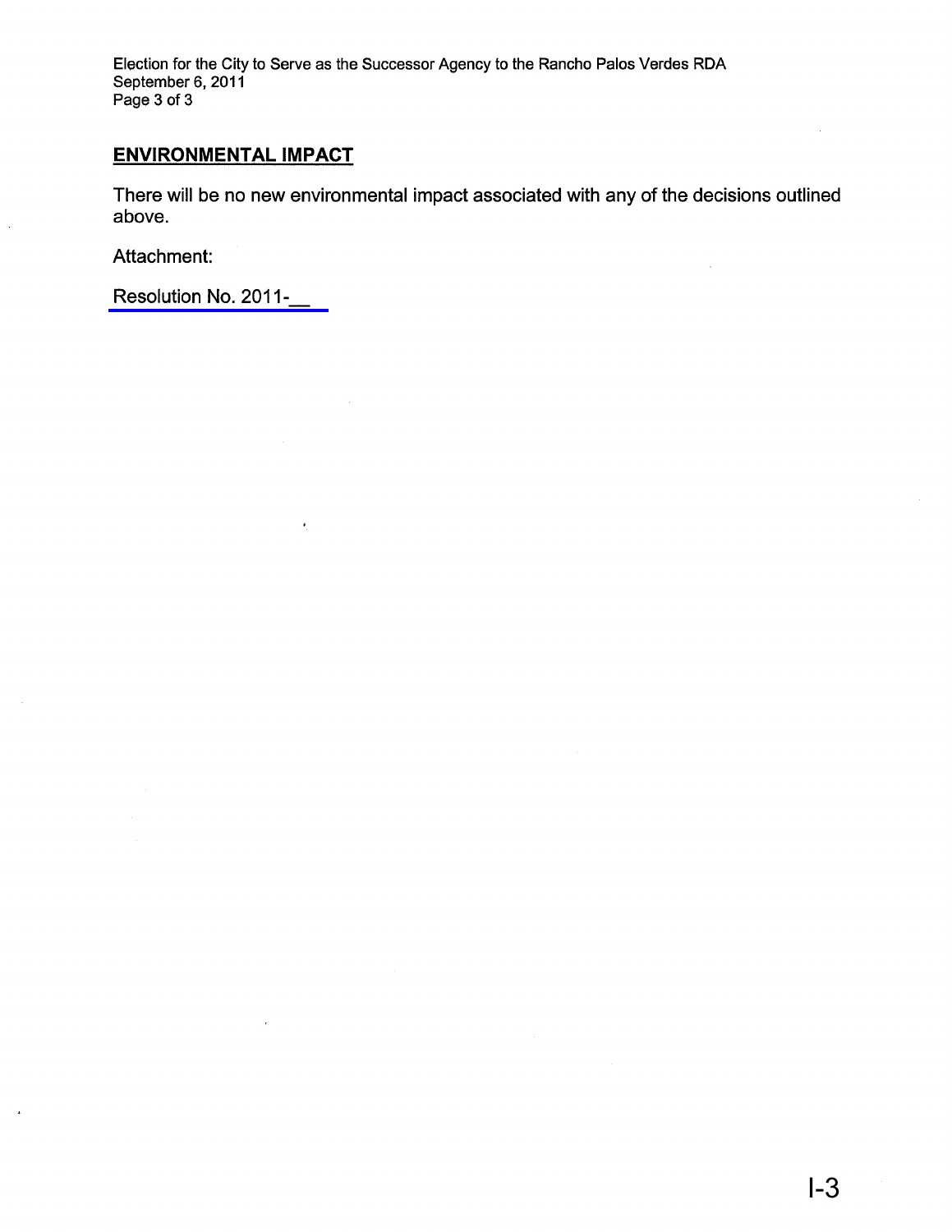## ENVIRONMENTAL IMPACT

There will be no new environmental impact associated with any of the decisions outlined above.

Attachment:

Resolution No. 2011-__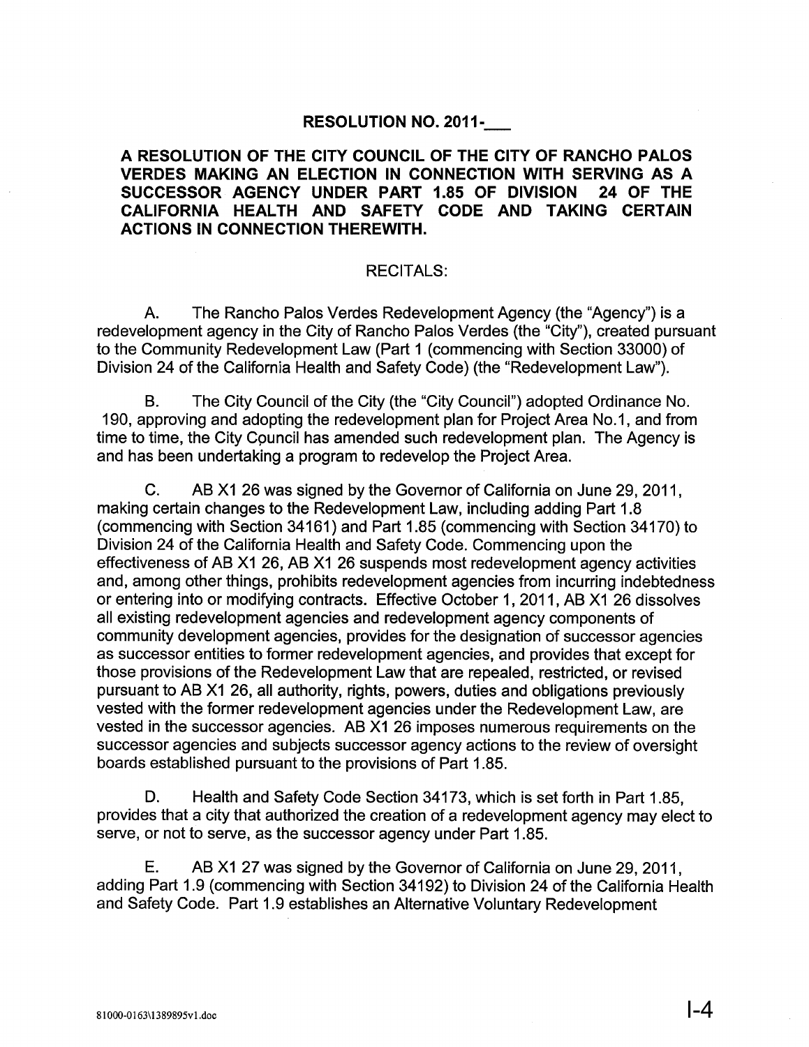**RESOLUTION NO. 2011-___**

**A RESOLUTION OF THE CITY COUNCIL OF THE CITY OF RANCHO PALOS VERDES MAKING AN ELECTION IN CONNECTION WITH SERVING AS A SUCCESSOR AGENCY UNDER PART 1.85 OF DIVISION 24 OF THE CALIFORNIA HEALTH AND SAFETY CODE AND TAKING CERTAIN ACTIONS IN CONNECTION THEREWITH.**

RECITALS:

A. The Rancho Palos Verdes Redevelopment Agency (the "Agency") is a redevelopment agency in the City of Rancho Palos Verdes (the "City"), created pursuant to the Community Redevelopment Law (Part 1 (commencing with Section 33000) of Division 24 of the California Health and Safety Code) (the "Redevelopment Law").

B. The City Council of the City (the "City Council") adopted Ordinance No. 190, approving and adopting the redevelopment plan for Project Area No.1, and from time to time, the City Council has amended such redevelopment plan. The Agency is and has been undertaking a program to redevelop the Project Area.

C. AB X1 26 was signed by the Governor of California on June 29, 2011, making certain changes to the Redevelopment Law, including adding Part 1.8 (commencing with Section 34161) and Part 1.85 (commencing with Section 34170) to Division 24 of the California Health and Safety Code. Commencing upon the effectiveness of AB X1 26, AB X1 26 suspends most redevelopment agency activities and, among other things, prohibits redevelopment agencies from incurring indebtedness or entering into or modifying contracts. Effective October 1, 2011, AB X1 26 dissolves all existing redevelopment agencies and redevelopment agency components of community development agencies, provides for the designation of successor agencies as successor entities to former redevelopment agencies, and provides that except for those provisions of the Redevelopment Law that are repealed, restricted, or revised pursuant to AB X1 26, all authority, rights, powers, duties and obligations previously vested with the former redevelopment agencies under the Redevelopment Law, are vested in the successor agencies. AB X1 26 imposes numerous requirements on the successor agencies and subjects successor agency actions to the review of oversight boards established pursuant to the provisions of Part 1.85.

D. Health and Safety Code Section 34173, which is set forth in Part 1.85, provides that a city that authorized the creation of a redevelopment agency may elect to serve, or not to serve, as the successor agency under Part 1.85.

E. AB X1 27 was signed by the Governor of California on June 29, 2011, adding Part 1.9 (commencing with Section 34192) to Division 24 of the California Health and Safety Code. Part 1.9 establishes an Alternative Voluntary Redevelopment

81000-0163\1389895v1.doc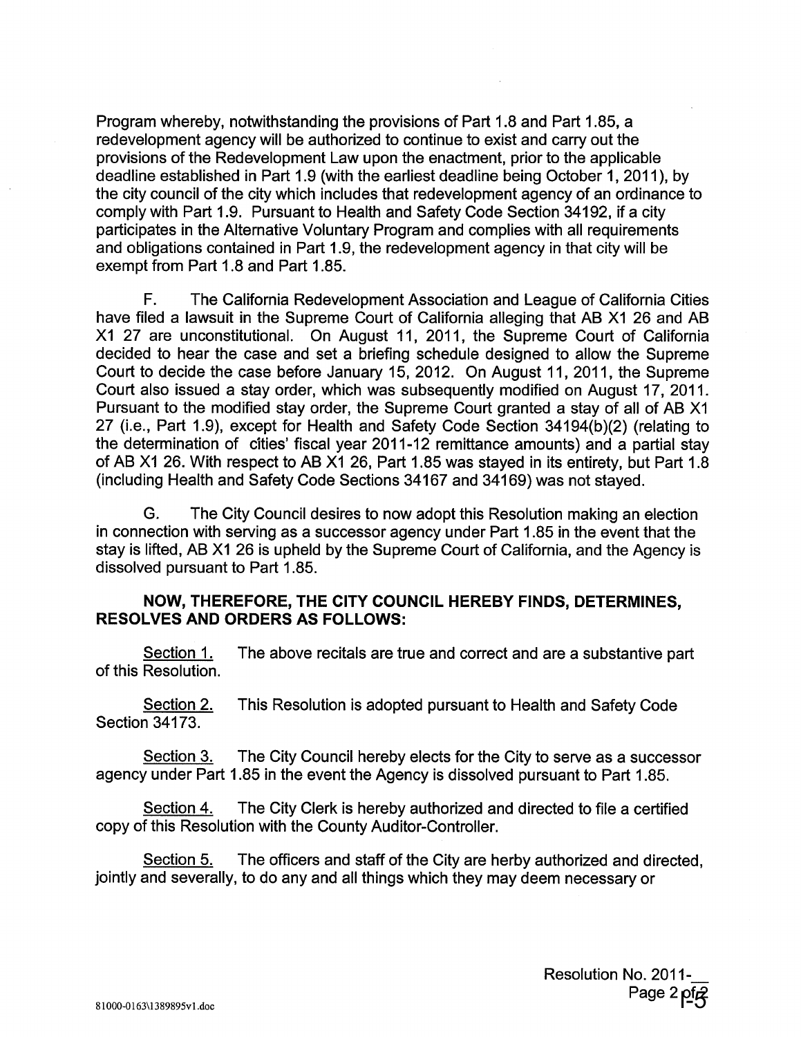Program whereby, notwithstanding the provisions of Part 1.8 and Part 1.85, a redevelopment agency will be authorized to continue to exist and carry out the provisions of the Redevelopment Law upon the enactment, prior to the applicable deadline established in Part 1.9 (with the earliest deadline being October 1, 2011), by the city council of the city which includes that redevelopment agency of an ordinance to comply with Part 1.9. Pursuant to Health and Safety Code Section 34192, if a city participates in the Alternative Voluntary Program and complies with all requirements and obligations contained in Part 1.9, the redevelopment agency in that city will be exempt from Part 1.8 and Part 1.85.

F. The California Redevelopment Association and League of California Cities have filed a lawsuit in the Supreme Court of California alleging that AB X1 26 and AB X1 27 are unconstitutional. On August 11, 2011, the Supreme Court of California decided to hear the case and set a briefing schedule designed to allow the Supreme Court to decide the case before January 15, 2012. On August 11, 2011, the Supreme Court also issued a stay order, which was subsequently modified on August 17, 2011. Pursuant to the modified stay order, the Supreme Court granted a stay of all of AB X1 27 (i.e., Part 1.9), except for Health and Safety Code Section 34194(b)(2) (relating to the determination of cities' fiscal year 2011-12 remittance amounts) and a partial stay of AB X1 26. With respect to AB X1 26, Part 1.85 was stayed in its entirety, but Part 1.8 (including Health and Safety Code Sections 34167 and 34169) was not stayed.

G. The City Council desires to now adopt this Resolution making an election in connection with serving as a successor agency under Part 1.85 in the event that the stay is lifted, AB X1 26 is upheld by the Supreme Court of California, and the Agency is dissolved pursuant to Part 1.85.

**NOW, THEREFORE, THE CITY COUNCIL HEREBY FINDS, DETERMINES, RESOLVES AND ORDERS AS FOLLOWS:**

Section 1. The above recitals are true and correct and are a substantive part of this Resolution.

Section 2. This Resolution is adopted pursuant to Health and Safety Code Section 34173.

Section 3. The City Council hereby elects for the City to serve as a successor agency under Part 1.85 in the event the Agency is dissolved pursuant to Part 1.85.

Section 4. The City Clerk is hereby authorized and directed to file a certified copy of this Resolution with the County Auditor-Controller.

Section 5. The officers and staff of the City are herby authorized and directed, jointly and severally, to do any and all things which they may deem necessary or

Resolution No. 2011-__
Page 2 of 2

81000-0163\1389895v1.doc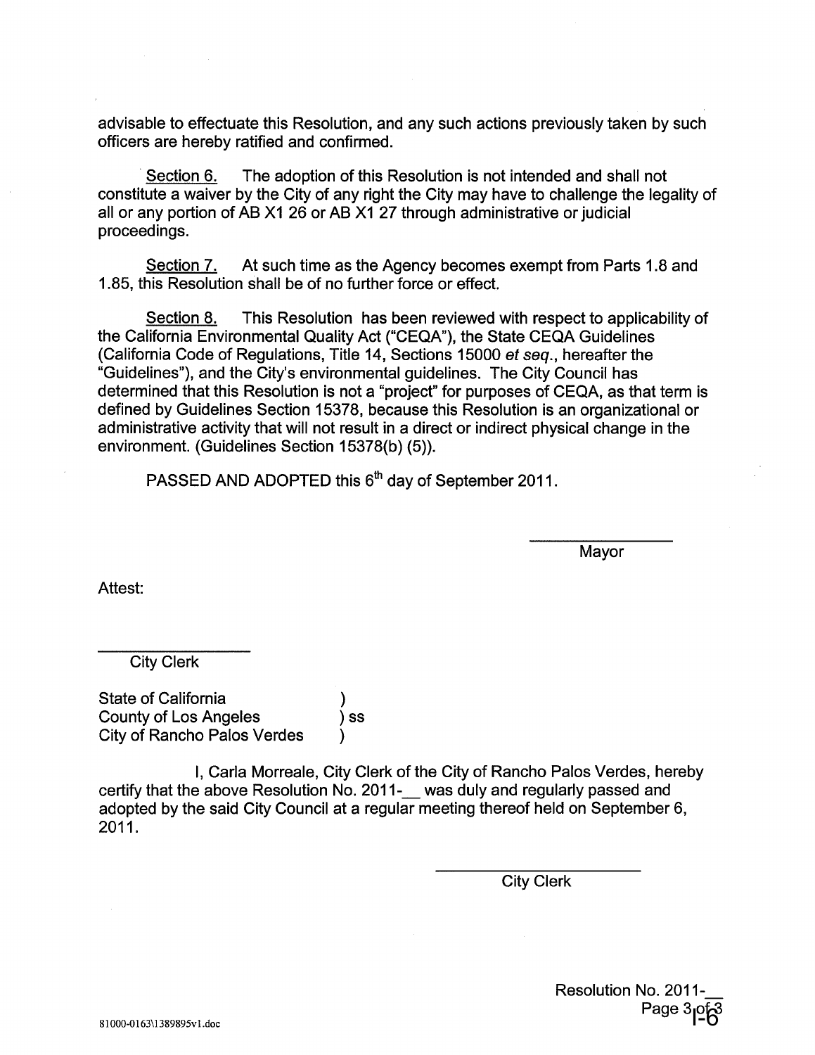advisable to effectuate this Resolution, and any such actions previously taken by such officers are hereby ratified and confirmed.

Section 6. The adoption of this Resolution is not intended and shall not constitute a waiver by the City of any right the City may have to challenge the legality of all or any portion of AB X1 26 or AB X1 27 through administrative or judicial proceedings.

Section 7. At such time as the Agency becomes exempt from Parts 1.8 and 1.85, this Resolution shall be of no further force or effect.

Section 8. This Resolution has been reviewed with respect to applicability of the California Environmental Quality Act ("CEQA"), the State CEQA Guidelines (California Code of Regulations, Title 14, Sections 15000 *et seq.*, hereafter the "Guidelines"), and the City's environmental guidelines. The City Council has determined that this Resolution is not a "project" for purposes of CEQA, as that term is defined by Guidelines Section 15378, because this Resolution is an organizational or administrative activity that will not result in a direct or indirect physical change in the environment. (Guidelines Section 15378(b) (5)).

PASSED AND ADOPTED this 6th day of September 2011.

\_\_\_\_\_\_\_\_\_\_\_\_\_\_\_\_
Mayor

Attest:

\_\_\_\_\_\_\_\_\_\_\_\_\_\_\_\_
City Clerk

State of California )
County of Los Angeles ) ss
City of Rancho Palos Verdes )

I, Carla Morreale, City Clerk of the City of Rancho Palos Verdes, hereby certify that the above Resolution No. 2011-\_\_ was duly and regularly passed and adopted by the said City Council at a regular meeting thereof held on September 6, 2011.

\_\_\_\_\_\_\_\_\_\_\_\_\_\_\_\_
City Clerk

Resolution No. 2011-\_\_
Page 3 of 3

81000-0163\1389895v1.doc